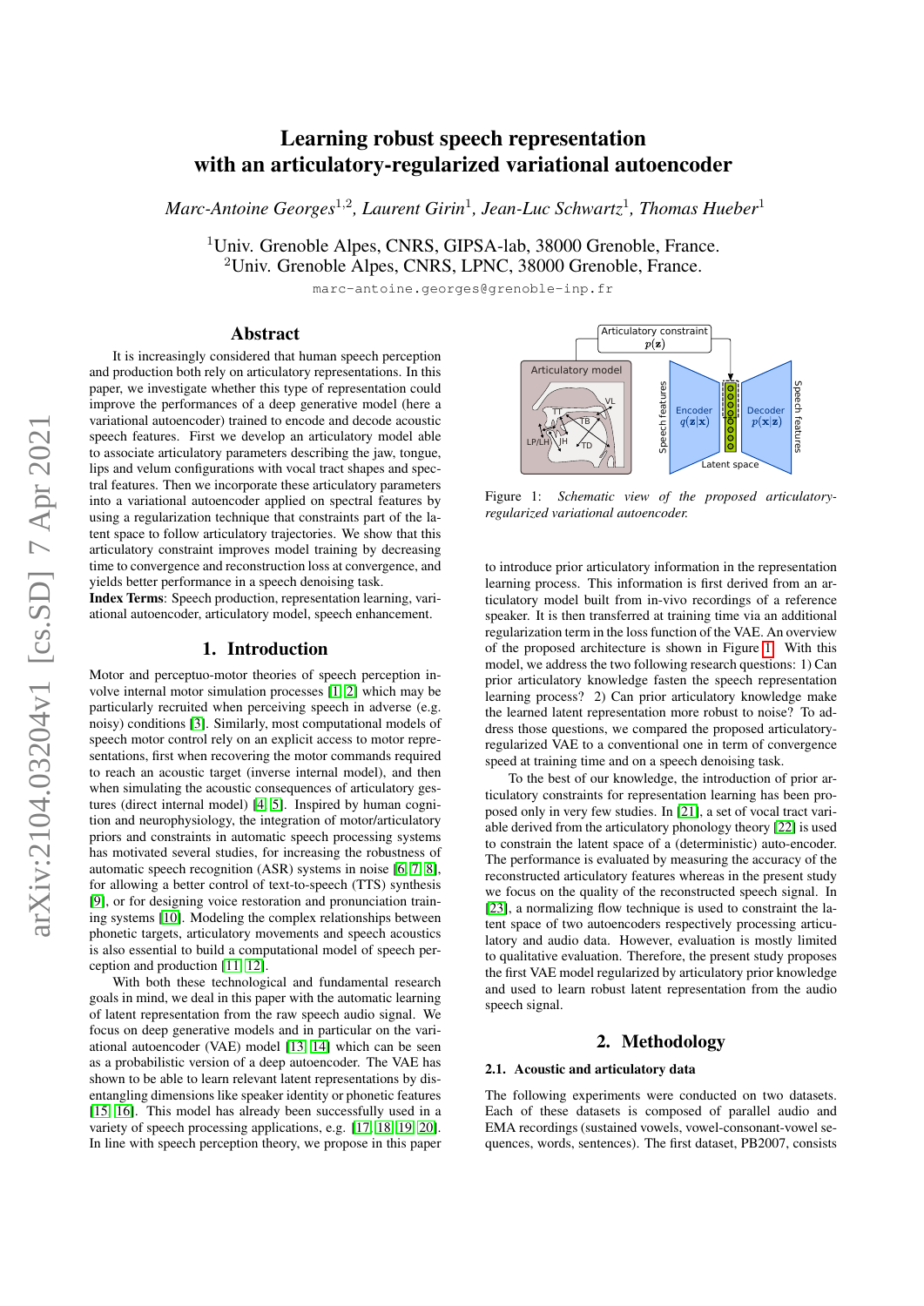# Learning robust speech representation with an articulatory-regularized variational autoencoder

*Marc-Antoine Georges[1,2], Laurent Girin[1], Jean-Luc Schwartz[1], Thomas Hueber[1]*

[1]Univ. Grenoble Alpes, CNRS, GIPSA-lab, 38000 Grenoble, France.
[2]Univ. Grenoble Alpes, CNRS, LPNC, 38000 Grenoble, France.

marc-antoine.georges@grenoble-inp.fr

## Abstract

It is increasingly considered that human speech perception and production both rely on articulatory representations. In this paper, we investigate whether this type of representation could improve the performances of a deep generative model (here a variational autoencoder) trained to encode and decode acoustic speech features. First we develop an articulatory model able to associate articulatory parameters describing the jaw, tongue, lips and velum configurations with vocal tract shapes and spectral features. Then we incorporate these articulatory parameters into a variational autoencoder applied on spectral features by using a regularization technique that constraints part of the latent space to follow articulatory trajectories. We show that this articulatory constraint improves model training by decreasing time to convergence and reconstruction loss at convergence, and yields better performance in a speech denoising task.

**Index Terms**: Speech production, representation learning, variational autoencoder, articulatory model, speech enhancement.

## 1. Introduction

Motor and perceptuo-motor theories of speech perception involve internal motor simulation processes [1, 2] which may be particularly recruited when perceiving speech in adverse (e.g. noisy) conditions [3]. Similarly, most computational models of speech motor control rely on an explicit access to motor representations, first when recovering the motor commands required to reach an acoustic target (inverse internal model), and then when simulating the acoustic consequences of articulatory gestures (direct internal model) [4, 5]. Inspired by human cognition and neurophysiology, the integration of motor/articulatory priors and constraints in automatic speech processing systems has motivated several studies, for increasing the robustness of automatic speech recognition (ASR) systems in noise [6, 7, 8], for allowing a better control of text-to-speech (TTS) synthesis [9], or for designing voice restoration and pronunciation training systems [10]. Modeling the complex relationships between phonetic targets, articulatory movements and speech acoustics is also essential to build a computational model of speech perception and production [11, 12].

With both these technological and fundamental research goals in mind, we deal in this paper with the automatic learning of latent representation from the raw speech audio signal. We focus on deep generative models and in particular on the variational autoencoder (VAE) [13, 14] which can be seen as a probabilistic version of a deep autoencoder. The VAE has shown to be able to learn relevant latent representations by disentangling dimensions like speaker identity or phonetic features [15, 16]. This model has already been successfully used in a variety of speech processing applications, e.g. [17, 18, 19, 20]. In line with speech perception theory, we propose in this paper to introduce prior articulatory information in the representation learning process. This information is first derived from an articulatory model built from in-vivo recordings of a reference speaker. It is then transferred at training time via an additional regularization term in the loss function of the VAE. An overview of the proposed architecture is shown in Figure 1. With this model, we address the two following research questions: 1) Can prior articulatory knowledge fasten the speech representation learning process? 2) Can prior articulatory knowledge make the learned latent representation more robust to noise? To address those questions, we compared the proposed articulatory-regularized VAE to a conventional one in term of convergence speed at training time and on a speech denoising task.

Articulatory constraint $p(\mathbf{z})$ — Articulatory model (VL, TT, TB, TD, LP/LH, JH) — Speech features — Encoder $q(\mathbf{z}|\mathbf{x})$ — Latent space — Decoder $p(\mathbf{x}|\mathbf{z})$ — Speech features

Figure 1: *Schematic view of the proposed articulatory-regularized variational autoencoder.*

To the best of our knowledge, the introduction of prior articulatory constraints for representation learning has been proposed only in very few studies. In [21], a set of vocal tract variable derived from the articulatory phonology theory [22] is used to constrain the latent space of a (deterministic) auto-encoder. The performance is evaluated by measuring the accuracy of the reconstructed articulatory features whereas in the present study we focus on the quality of the reconstructed speech signal. In [23], a normalizing flow technique is used to constraint the latent space of two autoencoders respectively processing articulatory and audio data. However, evaluation is mostly limited to qualitative evaluation. Therefore, the present study proposes the first VAE model regularized by articulatory prior knowledge and used to learn robust latent representation from the audio speech signal.

## 2. Methodology

### 2.1. Acoustic and articulatory data

The following experiments were conducted on two datasets. Each of these datasets is composed of parallel audio and EMA recordings (sustained vowels, vowel-consonant-vowel sequences, words, sentences). The first dataset, PB2007, consists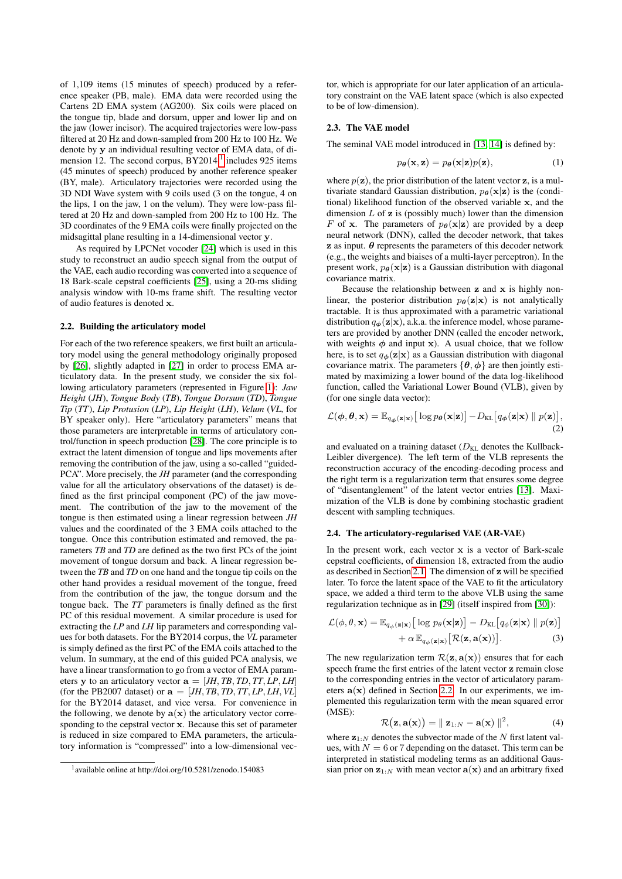of 1,109 items (15 minutes of speech) produced by a reference speaker (PB, male). EMA data were recorded using the Cartens 2D EMA system (AG200). Six coils were placed on the tongue tip, blade and dorsum, upper and lower lip and on the jaw (lower incisor). The acquired trajectories were low-pass filtered at 20 Hz and down-sampled from 200 Hz to 100 Hz. We denote by $\mathbf{y}$ an individual resulting vector of EMA data, of dimension 12. The second corpus, BY2014[1] includes 925 items (45 minutes of speech) produced by another reference speaker (BY, male). Articulatory trajectories were recorded using the 3D NDI Wave system with 9 coils used (3 on the tongue, 4 on the lips, 1 on the jaw, 1 on the velum). They were low-pass filtered at 20 Hz and down-sampled from 200 Hz to 100 Hz. The 3D coordinates of the 9 EMA coils were finally projected on the midsagittal plane resulting in a 14-dimensional vector $\mathbf{y}$.

As required by LPCNet vocoder [24] which is used in this study to reconstruct an audio speech signal from the output of the VAE, each audio recording was converted into a sequence of 18 Bark-scale cepstral coefficients [25], using a 20-ms sliding analysis window with 10-ms frame shift. The resulting vector of audio features is denoted $\mathbf{x}$.

### 2.2. Building the articulatory model

For each of the two reference speakers, we first built an articulatory model using the general methodology originally proposed by [26], slightly adapted in [27] in order to process EMA articulatory data. In the present study, we consider the six following articulatory parameters (represented in Figure 1): *Jaw Height* (*JH*), *Tongue Body* (*TB*), *Tongue Dorsum* (*TD*), *Tongue Tip* (*TT*), *Lip Protusion* (*LP*), *Lip Height* (*LH*), *Velum* (*VL*, for BY speaker only). Here "articulatory parameters" means that those parameters are interpretable in terms of articulatory control/function in speech production [28]. The core principle is to extract the latent dimension of tongue and lips movements after removing the contribution of the jaw, using a so-called "guided-PCA". More precisely, the *JH* parameter (and the corresponding value for all the articulatory observations of the dataset) is defined as the first principal component (PC) of the jaw movement. The contribution of the jaw to the movement of the tongue is then estimated using a linear regression between *JH* values and the coordinated of the 3 EMA coils attached to the tongue. Once this contribution estimated and removed, the parameters *TB* and *TD* are defined as the two first PCs of the joint movement of tongue dorsum and back. A linear regression between the *TB* and *TD* on one hand and the tongue tip coils on the other hand provides a residual movement of the tongue, freed from the contribution of the jaw, the tongue dorsum and the tongue back. The *TT* parameters is finally defined as the first PC of this residual movement. A similar procedure is used for extracting the *LP* and *LH* lip parameters and corresponding values for both datasets. For the BY2014 corpus, the *VL* parameter is simply defined as the first PC of the EMA coils attached to the velum. In summary, at the end of this guided PCA analysis, we have a linear transformation to go from a vector of EMA parameters $\mathbf{y}$ to an articulatory vector $\mathbf{a} = [JH, TB, TD, TT, LP, LH]$ (for the PB2007 dataset) or $\mathbf{a} = [JH, TB, TD, TT, LP, LH, VL]$ for the BY2014 dataset, and vice versa. For convenience in the following, we denote by $\mathbf{a}(\mathbf{x})$ the articulatory vector corresponding to the cepstral vector $\mathbf{x}$. Because this set of parameter is reduced in size compared to EMA parameters, the articulatory information is "compressed" into a low-dimensional vector, which is appropriate for our later application of an articulatory constraint on the VAE latent space (which is also expected to be of low-dimension).

[1] available online at http://doi.org/10.5281/zenodo.154083

### 2.3. The VAE model

The seminal VAE model introduced in [13, 14] is defined by:

$$p_{\boldsymbol{\theta}}(\mathbf{x}, \mathbf{z}) = p_{\boldsymbol{\theta}}(\mathbf{x}|\mathbf{z})p(\mathbf{z}), \tag{1}$$

where $p(\mathbf{z})$, the prior distribution of the latent vector $\mathbf{z}$, is a multivariate standard Gaussian distribution, $p_{\boldsymbol{\theta}}(\mathbf{x}|\mathbf{z})$ is the (conditional) likelihood function of the observed variable $\mathbf{x}$, and the dimension $L$ of $\mathbf{z}$ is (possibly much) lower than the dimension $F$ of $\mathbf{x}$. The parameters of $p_{\boldsymbol{\theta}}(\mathbf{x}|\mathbf{z})$ are provided by a deep neural network (DNN), called the decoder network, that takes $\mathbf{z}$ as input. $\boldsymbol{\theta}$ represents the parameters of this decoder network (e.g., the weights and biaises of a multi-layer perceptron). In the present work, $p_{\boldsymbol{\theta}}(\mathbf{x}|\mathbf{z})$ is a Gaussian distribution with diagonal covariance matrix.

Because the relationship between $\mathbf{z}$ and $\mathbf{x}$ is highly non-linear, the posterior distribution $p_{\boldsymbol{\theta}}(\mathbf{z}|\mathbf{x})$ is not analytically tractable. It is thus approximated with a parametric variational distribution $q_{\boldsymbol{\phi}}(\mathbf{z}|\mathbf{x})$, a.k.a. the inference model, whose parameters are provided by another DNN (called the encoder network, with weights $\boldsymbol{\phi}$ and input $\mathbf{x}$). A usual choice, that we follow here, is to set $q_{\boldsymbol{\phi}}(\mathbf{z}|\mathbf{x})$ as a Gaussian distribution with diagonal covariance matrix. The parameters $\{\boldsymbol{\theta}, \boldsymbol{\phi}\}$ are then jointly estimated by maximizing a lower bound of the data log-likelihood function, called the Variational Lower Bound (VLB), given by (for one single data vector):

$$\mathcal{L}(\boldsymbol{\phi}, \boldsymbol{\theta}, \mathbf{x}) = \mathbb{E}_{q_{\boldsymbol{\phi}}(\mathbf{z}|\mathbf{x})}\big[\log p_{\boldsymbol{\theta}}(\mathbf{x}|\mathbf{z})\big] - D_{\mathrm{KL}}\big[q_{\boldsymbol{\phi}}(\mathbf{z}|\mathbf{x}) \parallel p(\mathbf{z})\big], \tag{2}$$

and evaluated on a training dataset ($D_{\mathrm{KL}}$ denotes the Kullback-Leibler divergence). The left term of the VLB represents the reconstruction accuracy of the encoding-decoding process and the right term is a regularization term that ensures some degree of "disentanglement" of the latent vector entries [13]. Maximization of the VLB is done by combining stochastic gradient descent with sampling techniques.

### 2.4. The articulatory-regularised VAE (AR-VAE)

In the present work, each vector $\mathbf{x}$ is a vector of Bark-scale cepstral coefficients, of dimension 18, extracted from the audio as described in Section 2.1. The dimension of $\mathbf{z}$ will be specified later. To force the latent space of the VAE to fit the articulatory space, we added a third term to the above VLB using the same regularization technique as in [29] (itself inspired from [30]):

$$\begin{aligned}\mathcal{L}(\phi, \theta, \mathbf{x}) = \mathbb{E}_{q_{\phi}(\mathbf{z}|\mathbf{x})}\big[\log p_{\theta}(\mathbf{x}|\mathbf{z})\big] - D_{\mathrm{KL}}\big[q_{\phi}(\mathbf{z}|\mathbf{x}) \parallel p(\mathbf{z})\big] \\ + \alpha\, \mathbb{E}_{q_{\phi}(\mathbf{z}|\mathbf{x})}\big[\mathcal{R}(\mathbf{z}, \mathbf{a}(\mathbf{x}))\big].\end{aligned} \tag{3}$$

The new regularization term $\mathcal{R}(\mathbf{z}, \mathbf{a}(\mathbf{x}))$ ensures that for each speech frame the first entries of the latent vector $\mathbf{z}$ remain close to the corresponding entries in the vector of articulatory parameters $\mathbf{a}(\mathbf{x})$ defined in Section 2.2. In our experiments, we implemented this regularization term with the mean squared error (MSE):

$$\mathcal{R}\big(\mathbf{z}, \mathbf{a}(\mathbf{x})\big) = \parallel \mathbf{z}_{1:N} - \mathbf{a}(\mathbf{x}) \parallel^2, \tag{4}$$

where $\mathbf{z}_{1:N}$ denotes the subvector made of the $N$ first latent values, with $N = 6$ or 7 depending on the dataset. This term can be interpreted in statistical modeling terms as an additional Gaussian prior on $\mathbf{z}_{1:N}$ with mean vector $\mathbf{a}(\mathbf{x})$ and an arbitrary fixed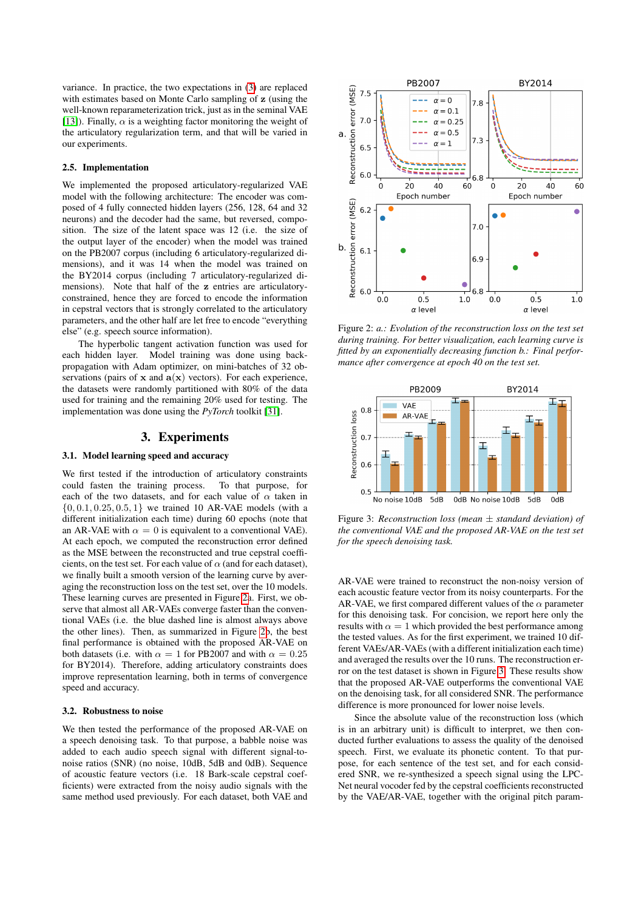variance. In practice, the two expectations in (3) are replaced with estimates based on Monte Carlo sampling of $\mathbf{z}$ (using the well-known reparameterization trick, just as in the seminal VAE [13]). Finally, $\alpha$ is a weighting factor monitoring the weight of the articulatory regularization term, and that will be varied in our experiments.

### 2.5. Implementation

We implemented the proposed articulatory-regularized VAE model with the following architecture: The encoder was composed of 4 fully connected hidden layers (256, 128, 64 and 32 neurons) and the decoder had the same, but reversed, composition. The size of the latent space was 12 (i.e. the size of the output layer of the encoder) when the model was trained on the PB2007 corpus (including 6 articulatory-regularized dimensions), and it was 14 when the model was trained on the BY2014 corpus (including 7 articulatory-regularized dimensions). Note that half of the $\mathbf{z}$ entries are articulatory-constrained, hence they are forced to encode the information in cepstral vectors that is strongly correlated to the articulatory parameters, and the other half are let free to encode "everything else" (e.g. speech source information).

The hyperbolic tangent activation function was used for each hidden layer. Model training was done using back-propagation with Adam optimizer, on mini-batches of 32 observations (pairs of $\mathbf{x}$ and $\mathbf{a}(\mathbf{x})$ vectors). For each experience, the datasets were randomly partitioned with 80% of the data used for training and the remaining 20% used for testing. The implementation was done using the *PyTorch* toolkit [31].

## 3. Experiments

### 3.1. Model learning speed and accuracy

We first tested if the introduction of articulatory constraints could fasten the training process. To that purpose, for each of the two datasets, and for each value of $\alpha$ taken in $\{0, 0.1, 0.25, 0.5, 1\}$ we trained 10 AR-VAE models (with a different initialization each time) during 60 epochs (note that an AR-VAE with $\alpha = 0$ is equivalent to a conventional VAE). At each epoch, we computed the reconstruction error defined as the MSE between the reconstructed and true cepstral coefficients, on the test set. For each value of $\alpha$ (and for each dataset), we finally built a smooth version of the learning curve by averaging the reconstruction loss on the test set, over the 10 models. These learning curves are presented in Figure 2a. First, we observe that almost all AR-VAEs converge faster than the conventional VAEs (i.e. the blue dashed line is almost always above the other lines). Then, as summarized in Figure 2b, the best final performance is obtained with the proposed AR-VAE on both datasets (i.e. with $\alpha = 1$ for PB2007 and with $\alpha = 0.25$ for BY2014). Therefore, adding articulatory constraints does improve representation learning, both in terms of convergence speed and accuracy.

### 3.2. Robustness to noise

We then tested the performance of the proposed AR-VAE on a speech denoising task. To that purpose, a babble noise was added to each audio speech signal with different signal-to-noise ratios (SNR) (no noise, 10dB, 5dB and 0dB). Sequence of acoustic feature vectors (i.e. 18 Bark-scale cepstral coefficients) were extracted from the noisy audio signals with the same method used previously. For each dataset, both VAE and

Figure 2: *a.: Evolution of the reconstruction loss on the test set during training. For better visualization, each learning curve is fitted by an exponentially decreasing function b.: Final performance after convergence at epoch 40 on the test set.*

Figure 3: *Reconstruction loss (mean ± standard deviation) of the conventional VAE and the proposed AR-VAE on the test set for the speech denoising task.*

AR-VAE were trained to reconstruct the non-noisy version of each acoustic feature vector from its noisy counterparts. For the AR-VAE, we first compared different values of the $\alpha$ parameter for this denoising task. For concision, we report here only the results with $\alpha = 1$ which provided the best performance among the tested values. As for the first experiment, we trained 10 different VAEs/AR-VAEs (with a different initialization each time) and averaged the results over the 10 runs. The reconstruction error on the test dataset is shown in Figure 3. These results show that the proposed AR-VAE outperforms the conventional VAE on the denoising task, for all considered SNR. The performance difference is more pronounced for lower noise levels.

Since the absolute value of the reconstruction loss (which is in an arbitrary unit) is difficult to interpret, we then conducted further evaluations to assess the quality of the denoised speech. First, we evaluate its phonetic content. To that purpose, for each sentence of the test set, and for each considered SNR, we re-synthesized a speech signal using the LPC-Net neural vocoder fed by the cepstral coefficients reconstructed by the VAE/AR-VAE, together with the original pitch param-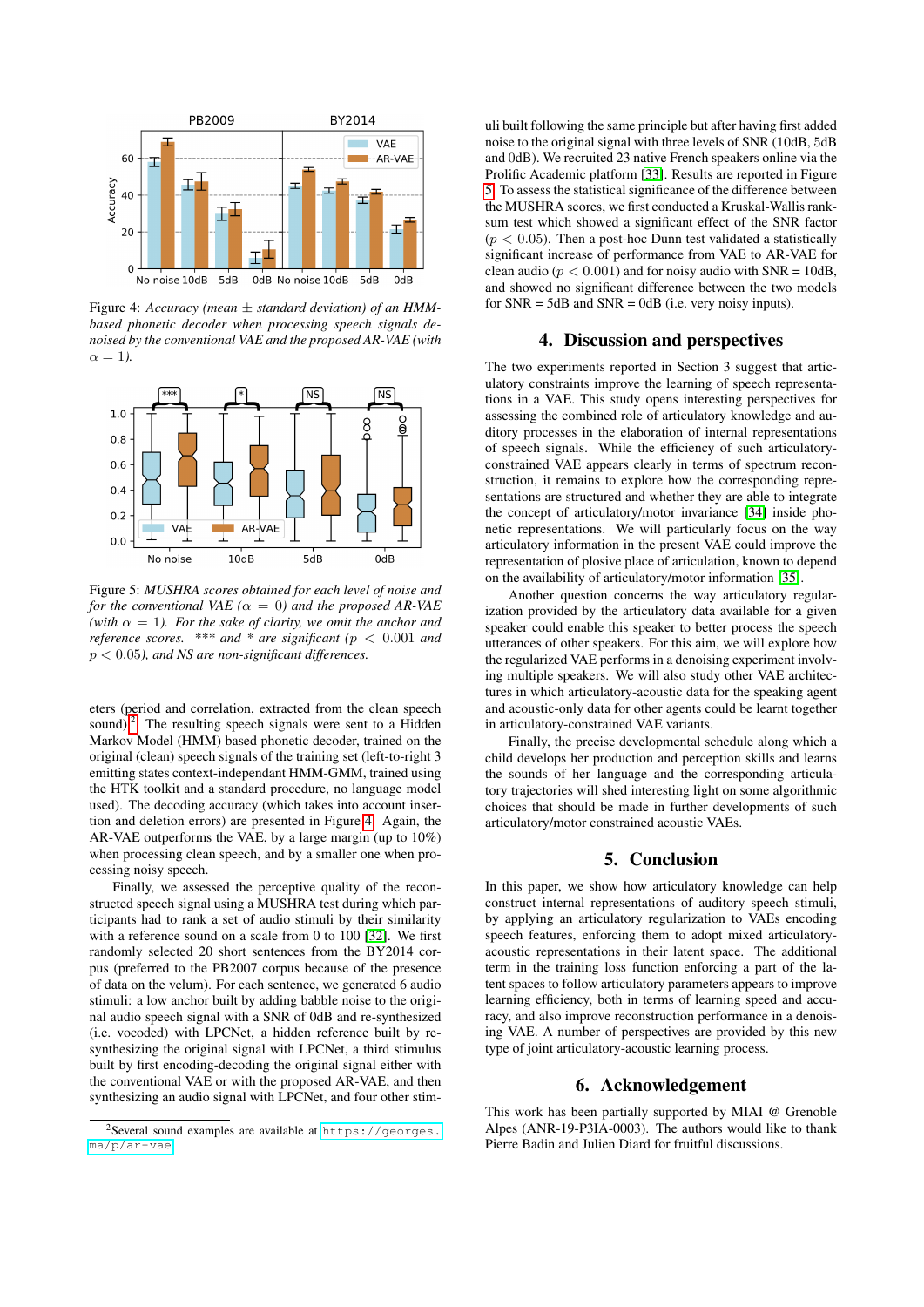Figure 4: *Accuracy (mean ± standard deviation) of an HMM-based phonetic decoder when processing speech signals denoised by the conventional VAE and the proposed AR-VAE (with $\alpha = 1$).*

Figure 5: *MUSHRA scores obtained for each level of noise and for the conventional VAE ($\alpha = 0$) and the proposed AR-VAE (with $\alpha = 1$). For the sake of clarity, we omit the anchor and reference scores. *** and * are significant ($p < 0.001$ and $p < 0.05$), and NS are non-significant differences.*

eters (period and correlation, extracted from the clean speech sound)[2]. The resulting speech signals were sent to a Hidden Markov Model (HMM) based phonetic decoder, trained on the original (clean) speech signals of the training set (left-to-right 3 emitting states context-independant HMM-GMM, trained using the HTK toolkit and a standard procedure, no language model used). The decoding accuracy (which takes into account insertion and deletion errors) are presented in Figure 4. Again, the AR-VAE outperforms the VAE, by a large margin (up to 10%) when processing clean speech, and by a smaller one when processing noisy speech.

Finally, we assessed the perceptive quality of the reconstructed speech signal using a MUSHRA test during which participants had to rank a set of audio stimuli by their similarity with a reference sound on a scale from 0 to 100 [32]. We first randomly selected 20 short sentences from the BY2014 corpus (preferred to the PB2007 corpus because of the presence of data on the velum). For each sentence, we generated 6 audio stimuli: a low anchor built by adding babble noise to the original audio speech signal with a SNR of 0dB and re-synthesized (i.e. vocoded) with LPCNet, a hidden reference built by re-synthesizing the original signal with LPCNet, a third stimulus built by first encoding-decoding the original signal either with the conventional VAE or with the proposed AR-VAE, and then synthesizing an audio signal with LPCNet, and four other stimuli built following the same principle but after having first added noise to the original signal with three levels of SNR (10dB, 5dB and 0dB). We recruited 23 native French speakers online via the Prolific Academic platform [33]. Results are reported in Figure 5. To assess the statistical significance of the difference between the MUSHRA scores, we first conducted a Kruskal-Wallis rank-sum test which showed a significant effect of the SNR factor ($p < 0.05$). Then a post-hoc Dunn test validated a statistically significant increase of performance from VAE to AR-VAE for clean audio ($p < 0.001$) and for noisy audio with SNR = 10dB, and showed no significant difference between the two models for SNR = 5dB and SNR = 0dB (i.e. very noisy inputs).

[2] Several sound examples are available at `https://georges.ma/p/ar-vae`

## 4. Discussion and perspectives

The two experiments reported in Section 3 suggest that articulatory constraints improve the learning of speech representations in a VAE. This study opens interesting perspectives for assessing the combined role of articulatory knowledge and auditory processes in the elaboration of internal representations of speech signals. While the efficiency of such articulatory-constrained VAE appears clearly in terms of spectrum reconstruction, it remains to explore how the corresponding representations are structured and whether they are able to integrate the concept of articulatory/motor invariance [34] inside phonetic representations. We will particularly focus on the way articulatory information in the present VAE could improve the representation of plosive place of articulation, known to depend on the availability of articulatory/motor information [35].

Another question concerns the way articulatory regularization provided by the articulatory data available for a given speaker could enable this speaker to better process the speech utterances of other speakers. For this aim, we will explore how the regularized VAE performs in a denoising experiment involving multiple speakers. We will also study other VAE architectures in which articulatory-acoustic data for the speaking agent and acoustic-only data for other agents could be learnt together in articulatory-constrained VAE variants.

Finally, the precise developmental schedule along which a child develops her production and perception skills and learns the sounds of her language and the corresponding articulatory trajectories will shed interesting light on some algorithmic choices that should be made in further developments of such articulatory/motor constrained acoustic VAEs.

## 5. Conclusion

In this paper, we show how articulatory knowledge can help construct internal representations of auditory speech stimuli, by applying an articulatory regularization to VAEs encoding speech features, enforcing them to adopt mixed articulatory-acoustic representations in their latent space. The additional term in the training loss function enforcing a part of the latent spaces to follow articulatory parameters appears to improve learning efficiency, both in terms of learning speed and accuracy, and also improve reconstruction performance in a denoising VAE. A number of perspectives are provided by this new type of joint articulatory-acoustic learning process.

## 6. Acknowledgement

This work has been partially supported by MIAI @ Grenoble Alpes (ANR-19-P3IA-0003). The authors would like to thank Pierre Badin and Julien Diard for fruitful discussions.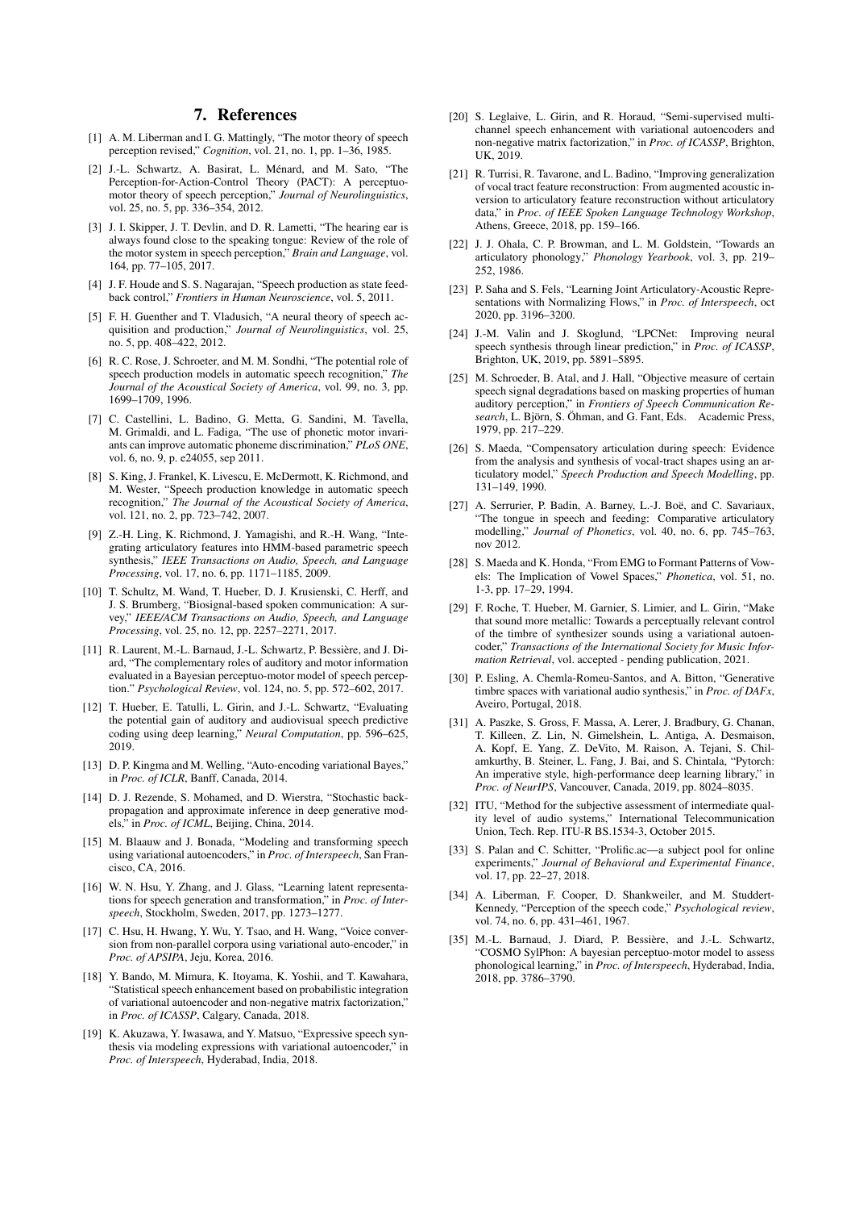## 7. References

[1] A. M. Liberman and I. G. Mattingly, "The motor theory of speech perception revised," *Cognition*, vol. 21, no. 1, pp. 1–36, 1985.

[2] J.-L. Schwartz, A. Basirat, L. Ménard, and M. Sato, "The Perception-for-Action-Control Theory (PACT): A perceptuo-motor theory of speech perception," *Journal of Neurolinguistics*, vol. 25, no. 5, pp. 336–354, 2012.

[3] J. I. Skipper, J. T. Devlin, and D. R. Lametti, "The hearing ear is always found close to the speaking tongue: Review of the role of the motor system in speech perception," *Brain and Language*, vol. 164, pp. 77–105, 2017.

[4] J. F. Houde and S. S. Nagarajan, "Speech production as state feedback control," *Frontiers in Human Neuroscience*, vol. 5, 2011.

[5] F. H. Guenther and T. Vladusich, "A neural theory of speech acquisition and production," *Journal of Neurolinguistics*, vol. 25, no. 5, pp. 408–422, 2012.

[6] R. C. Rose, J. Schroeter, and M. M. Sondhi, "The potential role of speech production models in automatic speech recognition," *The Journal of the Acoustical Society of America*, vol. 99, no. 3, pp. 1699–1709, 1996.

[7] C. Castellini, L. Badino, G. Metta, G. Sandini, M. Tavella, M. Grimaldi, and L. Fadiga, "The use of phonetic motor invariants can improve automatic phoneme discrimination," *PLoS ONE*, vol. 6, no. 9, p. e24055, sep 2011.

[8] S. King, J. Frankel, K. Livescu, E. McDermott, K. Richmond, and M. Wester, "Speech production knowledge in automatic speech recognition," *The Journal of the Acoustical Society of America*, vol. 121, no. 2, pp. 723–742, 2007.

[9] Z.-H. Ling, K. Richmond, J. Yamagishi, and R.-H. Wang, "Integrating articulatory features into HMM-based parametric speech synthesis," *IEEE Transactions on Audio, Speech, and Language Processing*, vol. 17, no. 6, pp. 1171–1185, 2009.

[10] T. Schultz, M. Wand, T. Hueber, D. J. Krusienski, C. Herff, and J. S. Brumberg, "Biosignal-based spoken communication: A survey," *IEEE/ACM Transactions on Audio, Speech, and Language Processing*, vol. 25, no. 12, pp. 2257–2271, 2017.

[11] R. Laurent, M.-L. Barnaud, J.-L. Schwartz, P. Bessière, and J. Diard, "The complementary roles of auditory and motor information evaluated in a Bayesian perceptuo-motor model of speech perception." *Psychological Review*, vol. 124, no. 5, pp. 572–602, 2017.

[12] T. Hueber, E. Tatulli, L. Girin, and J.-L. Schwartz, "Evaluating the potential gain of auditory and audiovisual speech predictive coding using deep learning," *Neural Computation*, pp. 596–625, 2019.

[13] D. P. Kingma and M. Welling, "Auto-encoding variational Bayes," in *Proc. of ICLR*, Banff, Canada, 2014.

[14] D. J. Rezende, S. Mohamed, and D. Wierstra, "Stochastic backpropagation and approximate inference in deep generative models," in *Proc. of ICML*, Beijing, China, 2014.

[15] M. Blaauw and J. Bonada, "Modeling and transforming speech using variational autoencoders," in *Proc. of Interspeech*, San Francisco, CA, 2016.

[16] W. N. Hsu, Y. Zhang, and J. Glass, "Learning latent representations for speech generation and transformation," in *Proc. of Interspeech*, Stockholm, Sweden, 2017, pp. 1273–1277.

[17] C. Hsu, H. Hwang, Y. Wu, Y. Tsao, and H. Wang, "Voice conversion from non-parallel corpora using variational auto-encoder," in *Proc. of APSIPA*, Jeju, Korea, 2016.

[18] Y. Bando, M. Mimura, K. Itoyama, K. Yoshii, and T. Kawahara, "Statistical speech enhancement based on probabilistic integration of variational autoencoder and non-negative matrix factorization," in *Proc. of ICASSP*, Calgary, Canada, 2018.

[19] K. Akuzawa, Y. Iwasawa, and Y. Matsuo, "Expressive speech synthesis via modeling expressions with variational autoencoder," in *Proc. of Interspeech*, Hyderabad, India, 2018.

[20] S. Leglaive, L. Girin, and R. Horaud, "Semi-supervised multichannel speech enhancement with variational autoencoders and non-negative matrix factorization," in *Proc. of ICASSP*, Brighton, UK, 2019.

[21] R. Turrisi, R. Tavarone, and L. Badino, "Improving generalization of vocal tract feature reconstruction: From augmented acoustic inversion to articulatory feature reconstruction without articulatory data," in *Proc. of IEEE Spoken Language Technology Workshop*, Athens, Greece, 2018, pp. 159–166.

[22] J. J. Ohala, C. P. Browman, and L. M. Goldstein, "Towards an articulatory phonology," *Phonology Yearbook*, vol. 3, pp. 219–252, 1986.

[23] P. Saha and S. Fels, "Learning Joint Articulatory-Acoustic Representations with Normalizing Flows," in *Proc. of Interspeech*, oct 2020, pp. 3196–3200.

[24] J.-M. Valin and J. Skoglund, "LPCNet: Improving neural speech synthesis through linear prediction," in *Proc. of ICASSP*, Brighton, UK, 2019, pp. 5891–5895.

[25] M. Schroeder, B. Atal, and J. Hall, "Objective measure of certain speech signal degradations based on masking properties of human auditory perception," in *Frontiers of Speech Communication Research*, L. Björn, S. Öhman, and G. Fant, Eds. Academic Press, 1979, pp. 217–229.

[26] S. Maeda, "Compensatory articulation during speech: Evidence from the analysis and synthesis of vocal-tract shapes using an articulatory model," *Speech Production and Speech Modelling*, pp. 131–149, 1990.

[27] A. Serrurier, P. Badin, A. Barney, L.-J. Boë, and C. Savariaux, "The tongue in speech and feeding: Comparative articulatory modelling," *Journal of Phonetics*, vol. 40, no. 6, pp. 745–763, nov 2012.

[28] S. Maeda and K. Honda, "From EMG to Formant Patterns of Vowels: The Implication of Vowel Spaces," *Phonetica*, vol. 51, no. 1-3, pp. 17–29, 1994.

[29] F. Roche, T. Hueber, M. Garnier, S. Limier, and L. Girin, "Make that sound more metallic: Towards a perceptually relevant control of the timbre of synthesizer sounds using a variational autoencoder," *Transactions of the International Society for Music Information Retrieval*, vol. accepted - pending publication, 2021.

[30] P. Esling, A. Chemla-Romeu-Santos, and A. Bitton, "Generative timbre spaces with variational audio synthesis," in *Proc. of DAFx*, Aveiro, Portugal, 2018.

[31] A. Paszke, S. Gross, F. Massa, A. Lerer, J. Bradbury, G. Chanan, T. Killeen, Z. Lin, N. Gimelshein, L. Antiga, A. Desmaison, A. Kopf, E. Yang, Z. DeVito, M. Raison, A. Tejani, S. Chilamkurthy, B. Steiner, L. Fang, J. Bai, and S. Chintala, "Pytorch: An imperative style, high-performance deep learning library," in *Proc. of NeurIPS*, Vancouver, Canada, 2019, pp. 8024–8035.

[32] ITU, "Method for the subjective assessment of intermediate quality level of audio systems," International Telecommunication Union, Tech. Rep. ITU-R BS.1534-3, October 2015.

[33] S. Palan and C. Schitter, "Prolific.ac—a subject pool for online experiments," *Journal of Behavioral and Experimental Finance*, vol. 17, pp. 22–27, 2018.

[34] A. Liberman, F. Cooper, D. Shankweiler, and M. Studdert-Kennedy, "Perception of the speech code," *Psychological review*, vol. 74, no. 6, pp. 431–461, 1967.

[35] M.-L. Barnaud, J. Diard, P. Bessière, and J.-L. Schwartz, "COSMO SylPhon: A bayesian perceptuo-motor model to assess phonological learning," in *Proc. of Interspeech*, Hyderabad, India, 2018, pp. 3786–3790.